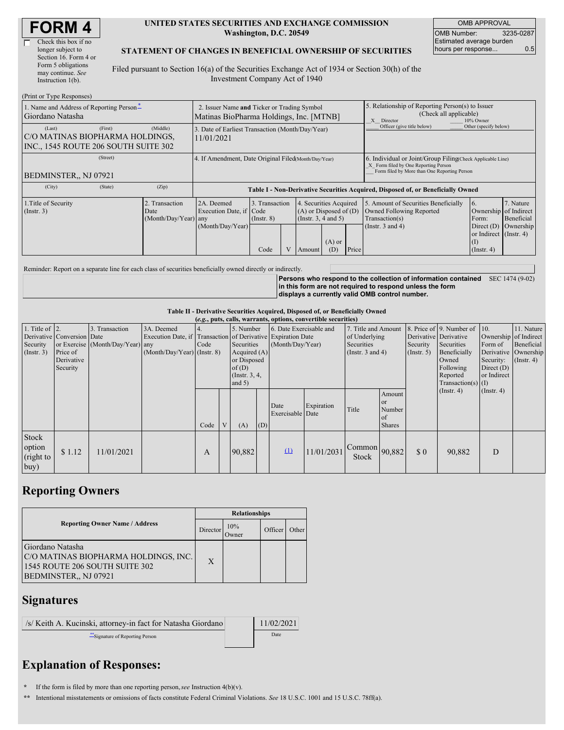# FORM 4

☐ Check this box if no longer subject to Section 16. Form 4 or Form 5 obligations may continue. *See* Instruction 1(b).

**UNITED STATES SECURITIES AND EXCHANGE COMMISSION**
**Washington, D.C. 20549**

**STATEMENT OF CHANGES IN BENEFICIAL OWNERSHIP OF SECURITIES**

Filed pursuant to Section 16(a) of the Securities Exchange Act of 1934 or Section 30(h) of the Investment Company Act of 1940

| OMB APPROVAL | |
|---|---|
| OMB Number: | 3235-0287 |
| Estimated average burden hours per response... | 0.5 |

(Print or Type Responses)

| | | |
|---|---|---|
| 1. Name and Address of Reporting Person* Giordano Natasha (Last) (First) (Middle) C/O MATINAS BIOPHARMA HOLDINGS, INC., 1545 ROUTE 206 SOUTH SUITE 302 (Street) BEDMINSTER,, NJ 07921 (City) (State) (Zip) | 2. Issuer Name **and** Ticker or Trading Symbol Matinas BioPharma Holdings, Inc. [MTNB] | 5. Relationship of Reporting Person(s) to Issuer (Check all applicable) _X_ Director ___ 10% Owner ___ Officer (give title below) ___ Other (specify below) |
| | 3. Date of Earliest Transaction (Month/Day/Year) 11/01/2021 | |
| | 4. If Amendment, Date Original Filed (Month/Day/Year) | 6. Individual or Joint/Group Filing (Check Applicable Line) _X_ Form filed by One Reporting Person ___ Form filed by More than One Reporting Person |

**Table I - Non-Derivative Securities Acquired, Disposed of, or Beneficially Owned**

| 1.Title of Security (Instr. 3) | 2. Transaction Date (Month/Day/Year) | 2A. Deemed Execution Date, if any (Month/Day/Year) | 3. Transaction Code (Instr. 8) | | 4. Securities Acquired (A) or Disposed of (D) (Instr. 3, 4 and 5) | | | 5. Amount of Securities Beneficially Owned Following Reported Transaction(s) (Instr. 3 and 4) | 6. Ownership Form: Direct (D) or Indirect (I) (Instr. 4) | 7. Nature of Indirect Beneficial Ownership (Instr. 4) |
|---|---|---|---|---|---|---|---|---|---|---|
| | | | Code | V | Amount | (A) or (D) | Price | | | |

Reminder: Report on a separate line for each class of securities beneficially owned directly or indirectly.

**Persons who respond to the collection of information contained in this form are not required to respond unless the form displays a currently valid OMB control number.** SEC 1474 (9-02)

**Table II - Derivative Securities Acquired, Disposed of, or Beneficially Owned**
**(*e.g.*, puts, calls, warrants, options, convertible securities)**

| 1. Title of Derivative Security (Instr. 3) | 2. Conversion or Exercise Price of Derivative Security | 3. Transaction Date (Month/Day/Year) | 3A. Deemed Execution Date, if any (Month/Day/Year) | 4. Transaction Code (Instr. 8) | | 5. Number of Derivative Securities Acquired (A) or Disposed of (D) (Instr. 3, 4, and 5) | | 6. Date Exercisable and Expiration Date (Month/Day/Year) | | 7. Title and Amount of Underlying Securities (Instr. 3 and 4) | | 8. Price of Derivative Security (Instr. 5) | 9. Number of Derivative Securities Beneficially Owned Following Reported Transaction(s) (Instr. 4) | 10. Ownership Form of Derivative Security: Direct (D) or Indirect (I) (Instr. 4) | 11. Nature of Indirect Beneficial Ownership (Instr. 4) |
|---|---|---|---|---|---|---|---|---|---|---|---|---|---|---|---|
| | | | | Code | V | (A) | (D) | Date Exercisable | Expiration Date | Title | Amount or Number of Shares | | | | |
| Stock option (right to buy) | $ 1.12 | 11/01/2021 | | A | | 90,882 | | (1) | 11/01/2031 | Common Stock | 90,882 | $ 0 | 90,882 | D | |

## Reporting Owners

| Reporting Owner Name / Address | Relationships | | | |
|---|---|---|---|---|
| | Director | 10% Owner | Officer | Other |
| Giordano Natasha C/O MATINAS BIOPHARMA HOLDINGS, INC. 1545 ROUTE 206 SOUTH SUITE 302 BEDMINSTER,, NJ 07921 | X | | | |

## Signatures

| | |
|---|---|
| /s/ Keith A. Kucinski, attorney-in fact for Natasha Giordano | 11/02/2021 |
| **Signature of Reporting Person | Date |

## Explanation of Responses:

\* If the form is filed by more than one reporting person, *see* Instruction 4(b)(v).

\*\* Intentional misstatements or omissions of facts constitute Federal Criminal Violations. *See* 18 U.S.C. 1001 and 15 U.S.C. 78ff(a).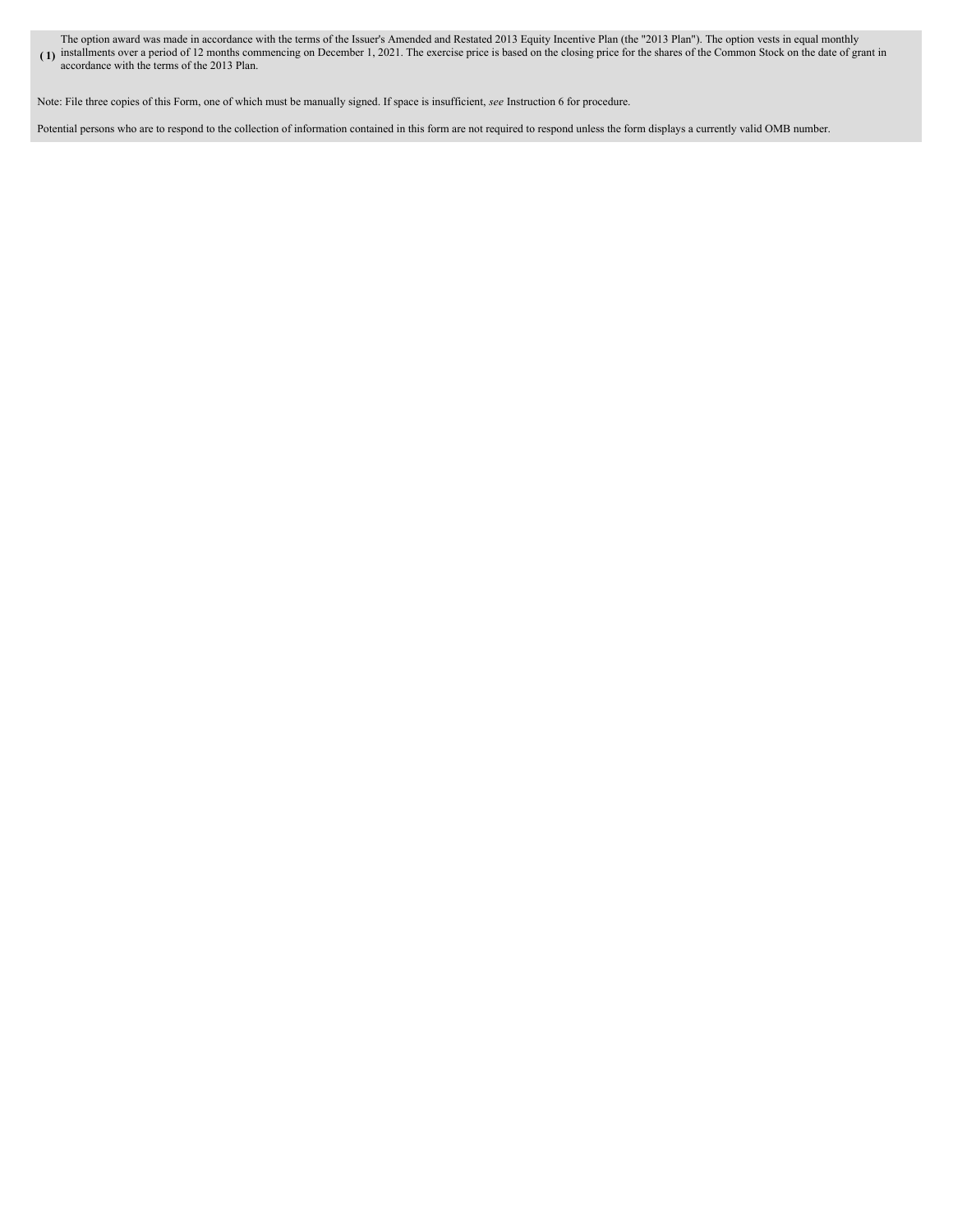(1) The option award was made in accordance with the terms of the Issuer's Amended and Restated 2013 Equity Incentive Plan (the "2013 Plan"). The option vests in equal monthly installments over a period of 12 months commencing on December 1, 2021. The exercise price is based on the closing price for the shares of the Common Stock on the date of grant in accordance with the terms of the 2013 Plan.

Note: File three copies of this Form, one of which must be manually signed. If space is insufficient, *see* Instruction 6 for procedure.

Potential persons who are to respond to the collection of information contained in this form are not required to respond unless the form displays a currently valid OMB number.